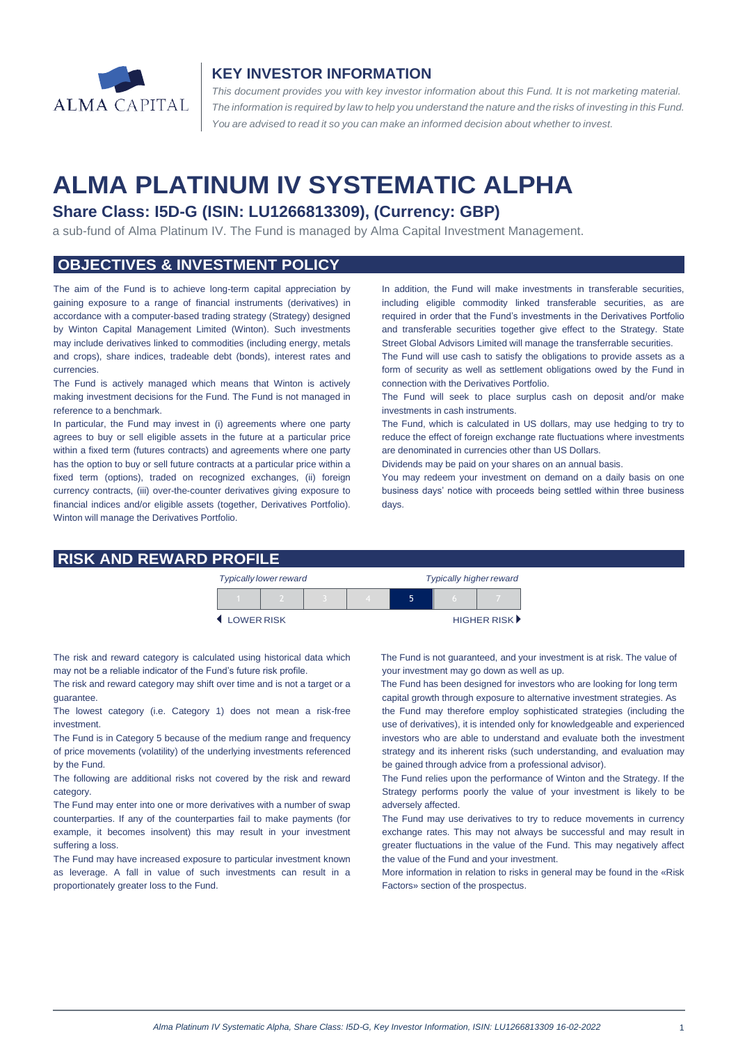## KEY INVESTOR INFORMATION

*This document provides you with key investor information about this Fund. It is not marketing material. The information is required by law to help you understand the nature and the risks of investing in this Fund. You are advised to read it so you can make an informed decision about whether to invest.*

# ALMA PLATINUM IV SYSTEMATIC ALPHA

### Share Class: I5D-G (ISIN: LU1266813309), (Currency: GBP)

a sub-fund of Alma Platinum IV. The Fund is managed by Alma Capital Investment Management.

## OBJECTIVES & INVESTMENT POLICY

The aim of the Fund is to achieve long-term capital appreciation by gaining exposure to a range of financial instruments (derivatives) in accordance with a computer-based trading strategy (Strategy) designed by Winton Capital Management Limited (Winton). Such investments may include derivatives linked to commodities (including energy, metals and crops), share indices, tradeable debt (bonds), interest rates and currencies.

The Fund is actively managed which means that Winton is actively making investment decisions for the Fund. The Fund is not managed in reference to a benchmark.

In particular, the Fund may invest in (i) agreements where one party agrees to buy or sell eligible assets in the future at a particular price within a fixed term (futures contracts) and agreements where one party has the option to buy or sell future contracts at a particular price within a fixed term (options), traded on recognized exchanges, (ii) foreign currency contracts, (iii) over-the-counter derivatives giving exposure to financial indices and/or eligible assets (together, Derivatives Portfolio). Winton will manage the Derivatives Portfolio.

In addition, the Fund will make investments in transferable securities, including eligible commodity linked transferable securities, as are required in order that the Fund's investments in the Derivatives Portfolio and transferable securities together give effect to the Strategy. State Street Global Advisors Limited will manage the transferrable securities.

The Fund will use cash to satisfy the obligations to provide assets as a form of security as well as settlement obligations owed by the Fund in connection with the Derivatives Portfolio.

The Fund will seek to place surplus cash on deposit and/or make investments in cash instruments.

The Fund, which is calculated in US dollars, may use hedging to try to reduce the effect of foreign exchange rate fluctuations where investments are denominated in currencies other than US Dollars.

Dividends may be paid on your shares on an annual basis.

You may redeem your investment on demand on a daily basis on one business days' notice with proceeds being settled within three business days.

## RISK AND REWARD PROFILE

| *Typically lower reward* | | | | | | *Typically higher reward* |
|---|---|---|---|---|---|---|
| 1 | 2 | 3 | 4 | **5** | 6 | 7 |
| ◀ LOWER RISK | | | | | | HIGHER RISK ▶ |

The risk and reward category is calculated using historical data which may not be a reliable indicator of the Fund's future risk profile.

The risk and reward category may shift over time and is not a target or a guarantee.

The lowest category (i.e. Category 1) does not mean a risk-free investment.

The Fund is in Category 5 because of the medium range and frequency of price movements (volatility) of the underlying investments referenced by the Fund.

The following are additional risks not covered by the risk and reward category.

The Fund may enter into one or more derivatives with a number of swap counterparties. If any of the counterparties fail to make payments (for example, it becomes insolvent) this may result in your investment suffering a loss.

The Fund may have increased exposure to particular investment known as leverage. A fall in value of such investments can result in a proportionately greater loss to the Fund.

The Fund is not guaranteed, and your investment is at risk. The value of your investment may go down as well as up.

The Fund has been designed for investors who are looking for long term capital growth through exposure to alternative investment strategies. As the Fund may therefore employ sophisticated strategies (including the use of derivatives), it is intended only for knowledgeable and experienced investors who are able to understand and evaluate both the investment strategy and its inherent risks (such understanding, and evaluation may be gained through advice from a professional advisor).

The Fund relies upon the performance of Winton and the Strategy. If the Strategy performs poorly the value of your investment is likely to be adversely affected.

The Fund may use derivatives to try to reduce movements in currency exchange rates. This may not always be successful and may result in greater fluctuations in the value of the Fund. This may negatively affect the value of the Fund and your investment.

More information in relation to risks in general may be found in the «Risk Factors» section of the prospectus.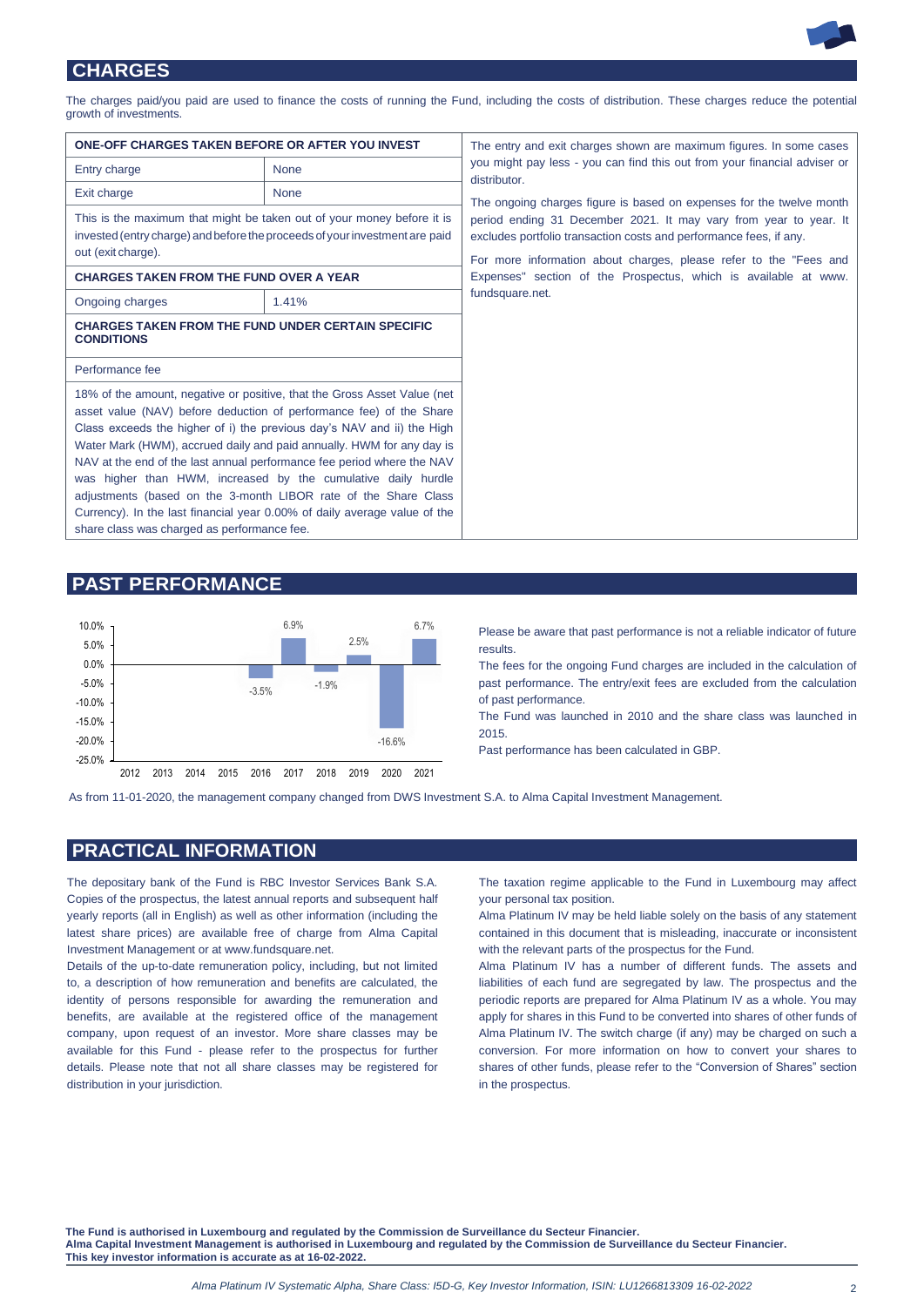## CHARGES

The charges paid/you paid are used to finance the costs of running the Fund, including the costs of distribution. These charges reduce the potential growth of investments.

| ONE-OFF CHARGES TAKEN BEFORE OR AFTER YOU INVEST | |
|---|---|
| Entry charge | None |
| Exit charge | None |
| This is the maximum that might be taken out of your money before it is invested (entry charge) and before the proceeds of your investment are paid out (exit charge). | |
| **CHARGES TAKEN FROM THE FUND OVER A YEAR** | |
| Ongoing charges | 1.41% |
| **CHARGES TAKEN FROM THE FUND UNDER CERTAIN SPECIFIC CONDITIONS** | |
| Performance fee | |
| 18% of the amount, negative or positive, that the Gross Asset Value (net asset value (NAV) before deduction of performance fee) of the Share Class exceeds the higher of i) the previous day's NAV and ii) the High Water Mark (HWM), accrued daily and paid annually. HWM for any day is NAV at the end of the last annual performance fee period where the NAV was higher than HWM, increased by the cumulative daily hurdle adjustments (based on the 3-month LIBOR rate of the Share Class Currency). In the last financial year 0.00% of daily average value of the share class was charged as performance fee. | |

The entry and exit charges shown are maximum figures. In some cases you might pay less - you can find this out from your financial adviser or distributor.

The ongoing charges figure is based on expenses for the twelve month period ending 31 December 2021. It may vary from year to year. It excludes portfolio transaction costs and performance fees, if any.

For more information about charges, please refer to the "Fees and Expenses" section of the Prospectus, which is available at www. fundsquare.net.

## PAST PERFORMANCE

10.0%
5.0%
0.0%
-5.0%
-10.0%
-15.0%
-20.0%
-25.0%

2012 2013 2014 2015 2016 2017 2018 2019 2020 2021

-3.5%
6.9%
-1.9%
2.5%
-16.6%
6.7%

Please be aware that past performance is not a reliable indicator of future results.

The fees for the ongoing Fund charges are included in the calculation of past performance. The entry/exit fees are excluded from the calculation of past performance.

The Fund was launched in 2010 and the share class was launched in 2015.

Past performance has been calculated in GBP.

As from 11-01-2020, the management company changed from DWS Investment S.A. to Alma Capital Investment Management.

## PRACTICAL INFORMATION

The depositary bank of the Fund is RBC Investor Services Bank S.A. Copies of the prospectus, the latest annual reports and subsequent half yearly reports (all in English) as well as other information (including the latest share prices) are available free of charge from Alma Capital Investment Management or at www.fundsquare.net.

Details of the up-to-date remuneration policy, including, but not limited to, a description of how remuneration and benefits are calculated, the identity of persons responsible for awarding the remuneration and benefits, are available at the registered office of the management company, upon request of an investor. More share classes may be available for this Fund - please refer to the prospectus for further details. Please note that not all share classes may be registered for distribution in your jurisdiction.

The taxation regime applicable to the Fund in Luxembourg may affect your personal tax position.

Alma Platinum IV may be held liable solely on the basis of any statement contained in this document that is misleading, inaccurate or inconsistent with the relevant parts of the prospectus for the Fund.

Alma Platinum IV has a number of different funds. The assets and liabilities of each fund are segregated by law. The prospectus and the periodic reports are prepared for Alma Platinum IV as a whole. You may apply for shares in this Fund to be converted into shares of other funds of Alma Platinum IV. The switch charge (if any) may be charged on such a conversion. For more information on how to convert your shares to shares of other funds, please refer to the "Conversion of Shares" section in the prospectus.

**The Fund is authorised in Luxembourg and regulated by the Commission de Surveillance du Secteur Financier.**
**Alma Capital Investment Management is authorised in Luxembourg and regulated by the Commission de Surveillance du Secteur Financier.**
**This key investor information is accurate as at 16-02-2022.**